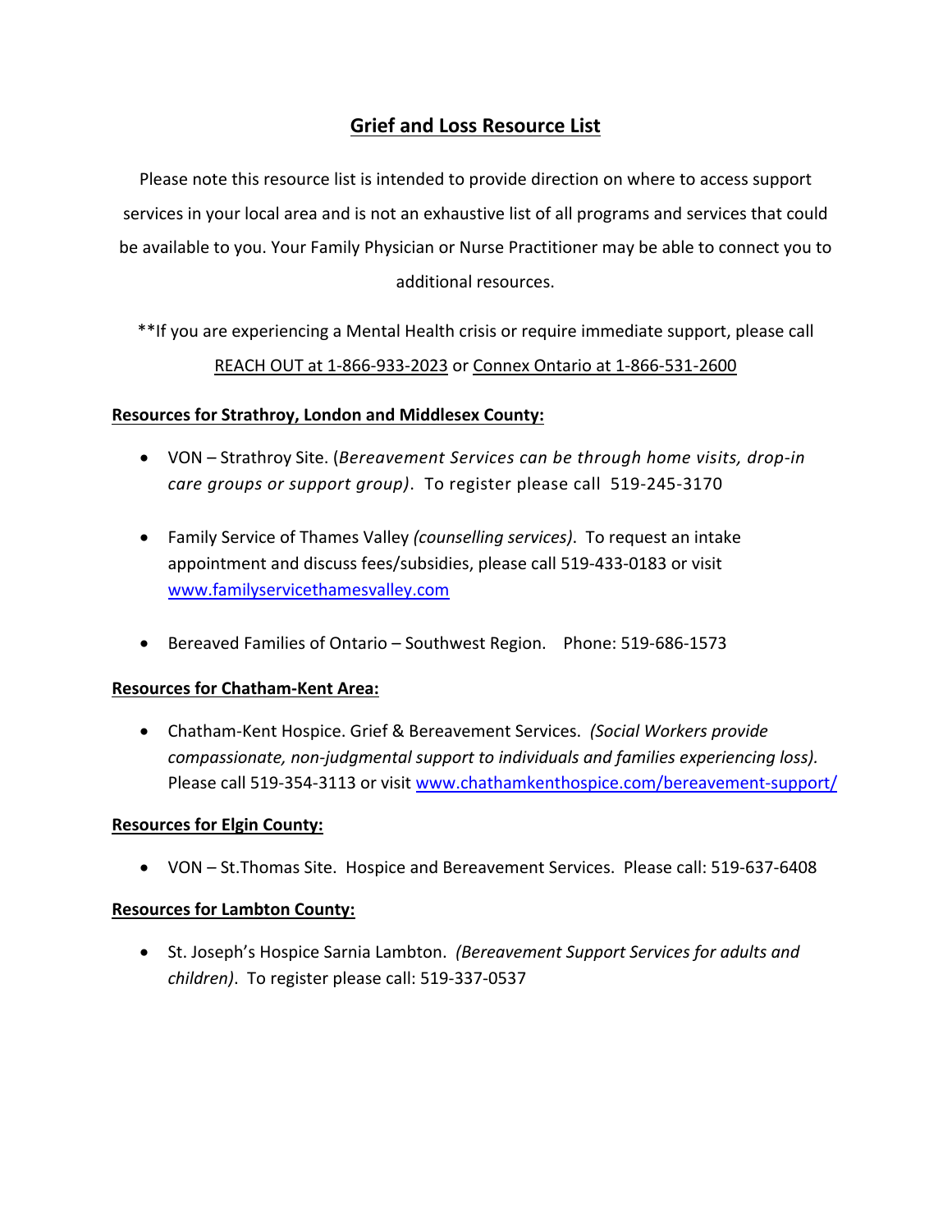# Grief and Loss Resource List

Please note this resource list is intended to provide direction on where to access support services in your local area and is not an exhaustive list of all programs and services that could be available to you. Your Family Physician or Nurse Practitioner may be able to connect you to additional resources.

**If you are experiencing a Mental Health crisis or require immediate support, please call REACH OUT at 1-866-933-2023 or Connex Ontario at 1-866-531-2600

**Resources for Strathroy, London and Middlesex County:**

- VON – Strathroy Site. (*Bereavement Services can be through home visits, drop-in care groups or support group)*. To register please call 519-245-3170

- Family Service of Thames Valley *(counselling services)*. To request an intake appointment and discuss fees/subsidies, please call 519-433-0183 or visit www.familyservicethamesvalley.com

- Bereaved Families of Ontario – Southwest Region. Phone: 519-686-1573

**Resources for Chatham-Kent Area:**

- Chatham-Kent Hospice. Grief & Bereavement Services. *(Social Workers provide compassionate, non-judgmental support to individuals and families experiencing loss).* Please call 519-354-3113 or visit www.chathamkenthospice.com/bereavement-support/

**Resources for Elgin County:**

- VON – St.Thomas Site. Hospice and Bereavement Services. Please call: 519-637-6408

**Resources for Lambton County:**

- St. Joseph's Hospice Sarnia Lambton. *(Bereavement Support Services for adults and children)*. To register please call: 519-337-0537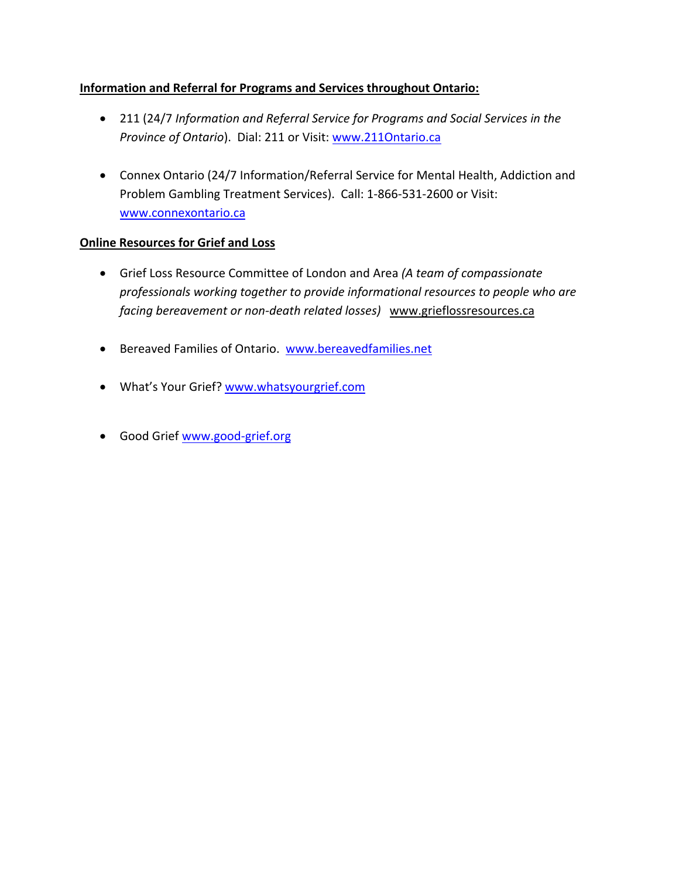**Information and Referral for Programs and Services throughout Ontario:**

- 211 (24/7 *Information and Referral Service for Programs and Social Services in the Province of Ontario*). Dial: 211 or Visit: www.211Ontario.ca

- Connex Ontario (24/7 Information/Referral Service for Mental Health, Addiction and Problem Gambling Treatment Services). Call: 1-866-531-2600 or Visit: www.connexontario.ca

**Online Resources for Grief and Loss**

- Grief Loss Resource Committee of London and Area *(A team of compassionate professionals working together to provide informational resources to people who are facing bereavement or non-death related losses)* www.grieflossresources.ca

- Bereaved Families of Ontario. www.bereavedfamilies.net

- What's Your Grief? www.whatsyourgrief.com

- Good Grief www.good-grief.org